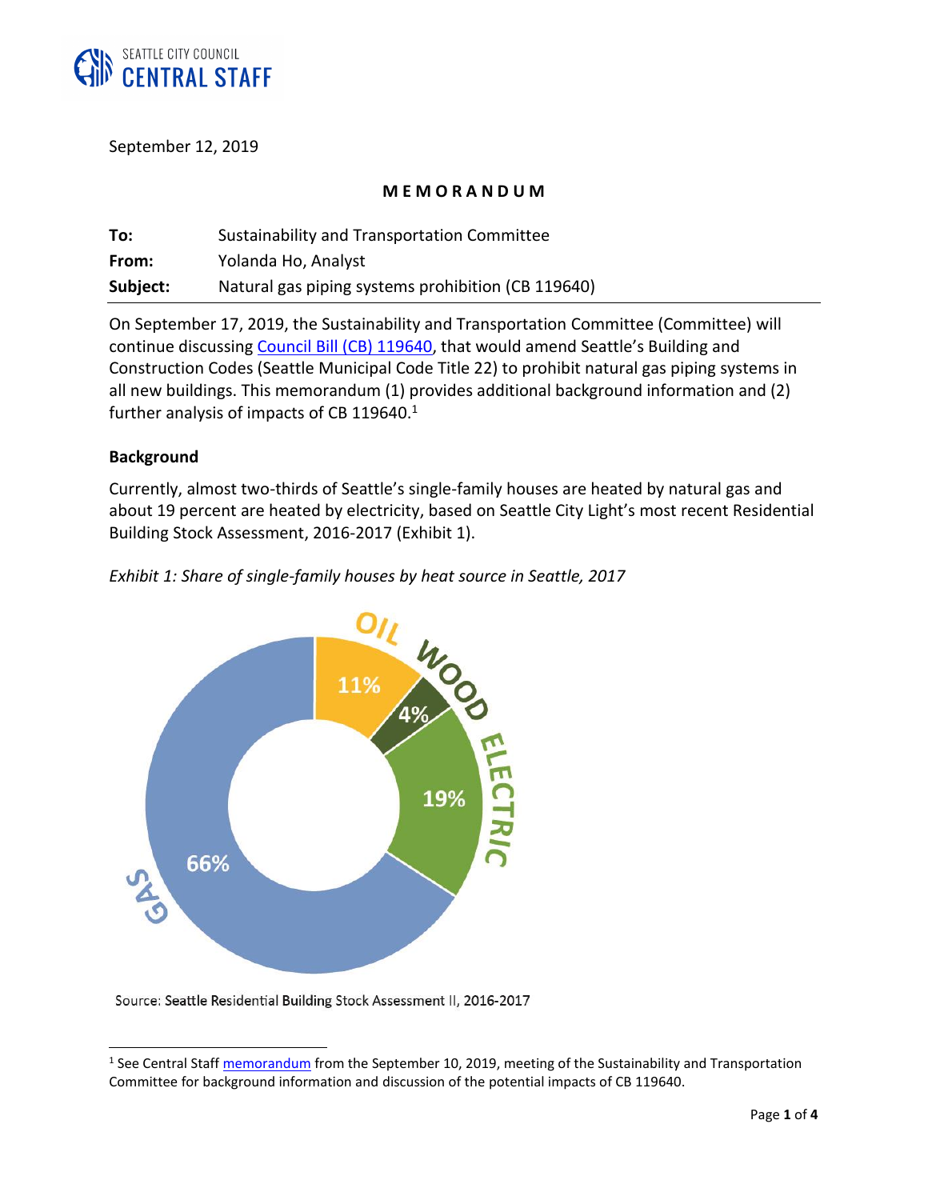SEATTLE CITY COUNCIL
CENTRAL STAFF

September 12, 2019

# MEMORANDUM

**To:** Sustainability and Transportation Committee
**From:** Yolanda Ho, Analyst
**Subject:** Natural gas piping systems prohibition (CB 119640)

On September 17, 2019, the Sustainability and Transportation Committee (Committee) will continue discussing Council Bill (CB) 119640, that would amend Seattle's Building and Construction Codes (Seattle Municipal Code Title 22) to prohibit natural gas piping systems in all new buildings. This memorandum (1) provides additional background information and (2) further analysis of impacts of CB 119640.[1]

## Background

Currently, almost two-thirds of Seattle's single-family houses are heated by natural gas and about 19 percent are heated by electricity, based on Seattle City Light's most recent Residential Building Stock Assessment, 2016-2017 (Exhibit 1).

*Exhibit 1: Share of single-family houses by heat source in Seattle, 2017*

| Heat source | Share |
|---|---|
| Gas | 66% |
| Oil | 11% |
| Wood | 4% |
| Electric | 19% |

Source: Seattle Residential Building Stock Assessment II, 2016-2017

[1] See Central Staff memorandum from the September 10, 2019, meeting of the Sustainability and Transportation Committee for background information and discussion of the potential impacts of CB 119640.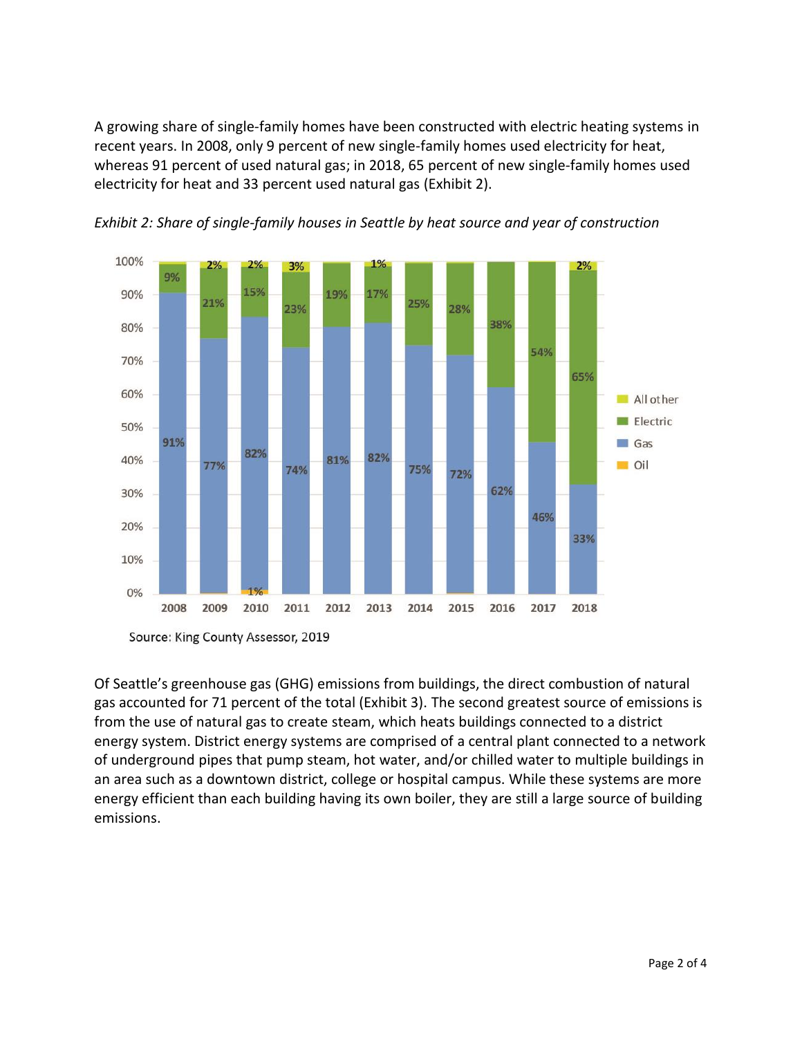A growing share of single-family homes have been constructed with electric heating systems in recent years. In 2008, only 9 percent of new single-family homes used electricity for heat, whereas 91 percent of used natural gas; in 2018, 65 percent of new single-family homes used electricity for heat and 33 percent used natural gas (Exhibit 2).

*Exhibit 2: Share of single-family houses in Seattle by heat source and year of construction*

| Year | Oil | Gas | Electric | All other |
|---|---|---|---|---|
| 2008 | | 91% | 9% | |
| 2009 | | 77% | 21% | 2% |
| 2010 | 1% | 82% | 15% | 2% |
| 2011 | | 74% | 23% | 3% |
| 2012 | | 81% | 19% | |
| 2013 | | 82% | 17% | 1% |
| 2014 | | 75% | 25% | |
| 2015 | | 72% | 28% | |
| 2016 | | 62% | 38% | |
| 2017 | | 46% | 54% | |
| 2018 | | 33% | 65% | 2% |

Source: King County Assessor, 2019

Of Seattle's greenhouse gas (GHG) emissions from buildings, the direct combustion of natural gas accounted for 71 percent of the total (Exhibit 3). The second greatest source of emissions is from the use of natural gas to create steam, which heats buildings connected to a district energy system. District energy systems are comprised of a central plant connected to a network of underground pipes that pump steam, hot water, and/or chilled water to multiple buildings in an area such as a downtown district, college or hospital campus. While these systems are more energy efficient than each building having its own boiler, they are still a large source of building emissions.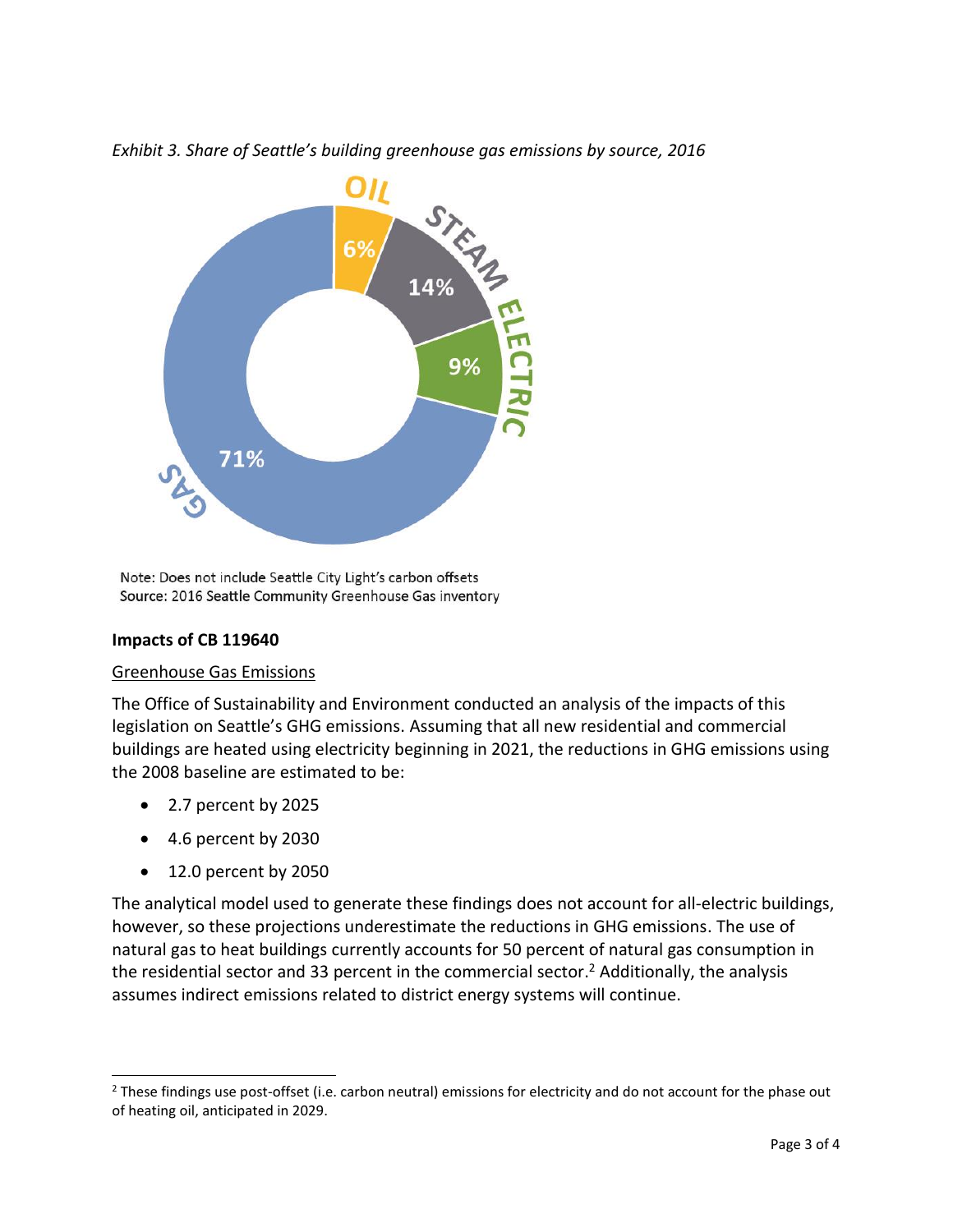*Exhibit 3. Share of Seattle's building greenhouse gas emissions by source, 2016*

| Source | Share |
|---|---|
| Oil | 6% |
| Steam | 14% |
| Electric | 9% |
| Gas | 71% |

Note: Does not include Seattle City Light's carbon offsets
Source: 2016 Seattle Community Greenhouse Gas inventory

**Impacts of CB 119640**

<u>Greenhouse Gas Emissions</u>

The Office of Sustainability and Environment conducted an analysis of the impacts of this legislation on Seattle's GHG emissions. Assuming that all new residential and commercial buildings are heated using electricity beginning in 2021, the reductions in GHG emissions using the 2008 baseline are estimated to be:

- 2.7 percent by 2025
- 4.6 percent by 2030
- 12.0 percent by 2050

The analytical model used to generate these findings does not account for all-electric buildings, however, so these projections underestimate the reductions in GHG emissions. The use of natural gas to heat buildings currently accounts for 50 percent of natural gas consumption in the residential sector and 33 percent in the commercial sector.[2] Additionally, the analysis assumes indirect emissions related to district energy systems will continue.

---

[2] These findings use post-offset (i.e. carbon neutral) emissions for electricity and do not account for the phase out of heating oil, anticipated in 2029.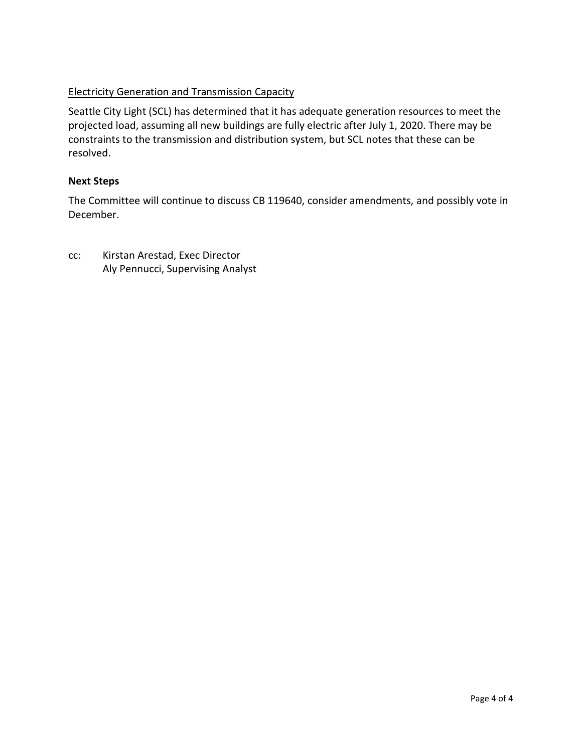Electricity Generation and Transmission Capacity

Seattle City Light (SCL) has determined that it has adequate generation resources to meet the projected load, assuming all new buildings are fully electric after July 1, 2020. There may be constraints to the transmission and distribution system, but SCL notes that these can be resolved.

**Next Steps**

The Committee will continue to discuss CB 119640, consider amendments, and possibly vote in December.

cc: Kirstan Arestad, Exec Director
Aly Pennucci, Supervising Analyst